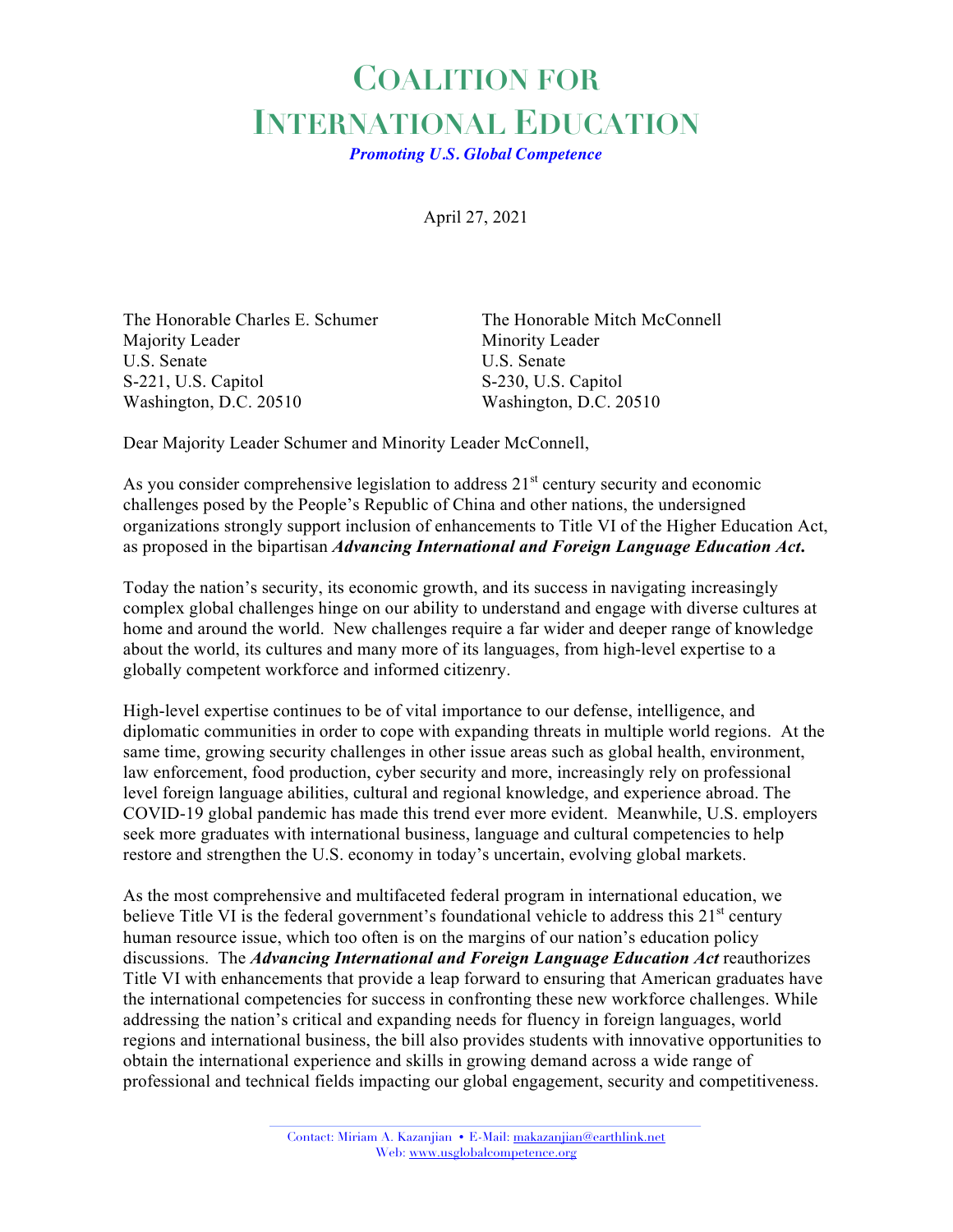# Coalition for International Education

***Promoting U.S. Global Competence***

April 27, 2021

The Honorable Charles E. Schumer
Majority Leader
U.S. Senate
S-221, U.S. Capitol
Washington, D.C. 20510

The Honorable Mitch McConnell
Minority Leader
U.S. Senate
S-230, U.S. Capitol
Washington, D.C. 20510

Dear Majority Leader Schumer and Minority Leader McConnell,

As you consider comprehensive legislation to address 21st century security and economic challenges posed by the People's Republic of China and other nations, the undersigned organizations strongly support inclusion of enhancements to Title VI of the Higher Education Act, as proposed in the bipartisan ***Advancing International and Foreign Language Education Act*.**

Today the nation's security, its economic growth, and its success in navigating increasingly complex global challenges hinge on our ability to understand and engage with diverse cultures at home and around the world. New challenges require a far wider and deeper range of knowledge about the world, its cultures and many more of its languages, from high-level expertise to a globally competent workforce and informed citizenry.

High-level expertise continues to be of vital importance to our defense, intelligence, and diplomatic communities in order to cope with expanding threats in multiple world regions. At the same time, growing security challenges in other issue areas such as global health, environment, law enforcement, food production, cyber security and more, increasingly rely on professional level foreign language abilities, cultural and regional knowledge, and experience abroad. The COVID-19 global pandemic has made this trend ever more evident. Meanwhile, U.S. employers seek more graduates with international business, language and cultural competencies to help restore and strengthen the U.S. economy in today's uncertain, evolving global markets.

As the most comprehensive and multifaceted federal program in international education, we believe Title VI is the federal government's foundational vehicle to address this 21st century human resource issue, which too often is on the margins of our nation's education policy discussions. The ***Advancing International and Foreign Language Education Act*** reauthorizes Title VI with enhancements that provide a leap forward to ensuring that American graduates have the international competencies for success in confronting these new workforce challenges. While addressing the nation's critical and expanding needs for fluency in foreign languages, world regions and international business, the bill also provides students with innovative opportunities to obtain the international experience and skills in growing demand across a wide range of professional and technical fields impacting our global engagement, security and competitiveness.

Contact: Miriam A. Kazanjian • E-Mail: makazanjian@earthlink.net
Web: www.usglobalcompetence.org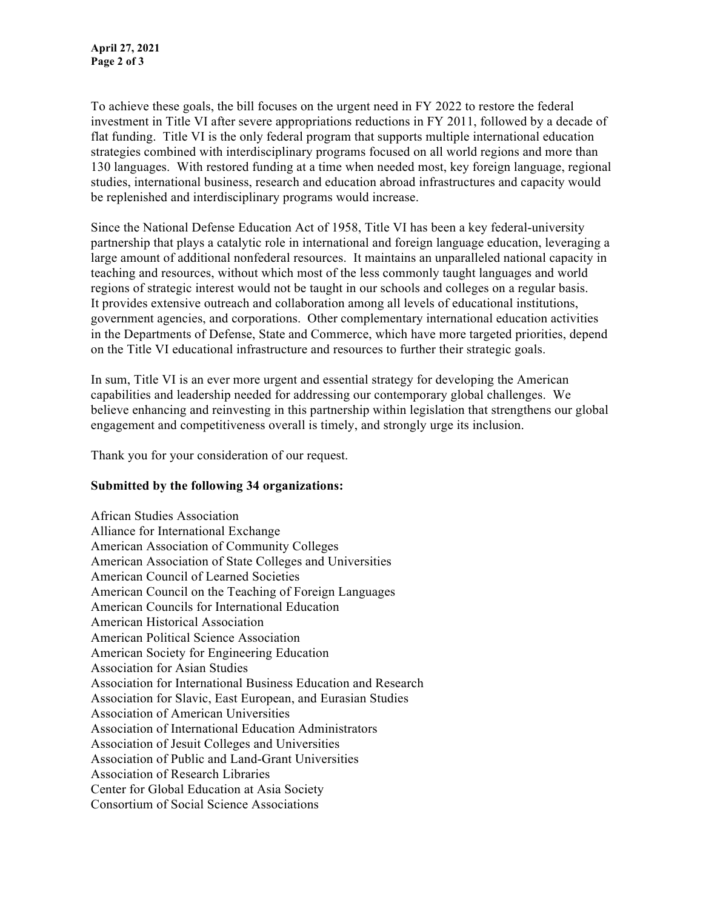To achieve these goals, the bill focuses on the urgent need in FY 2022 to restore the federal investment in Title VI after severe appropriations reductions in FY 2011, followed by a decade of flat funding. Title VI is the only federal program that supports multiple international education strategies combined with interdisciplinary programs focused on all world regions and more than 130 languages. With restored funding at a time when needed most, key foreign language, regional studies, international business, research and education abroad infrastructures and capacity would be replenished and interdisciplinary programs would increase.

Since the National Defense Education Act of 1958, Title VI has been a key federal-university partnership that plays a catalytic role in international and foreign language education, leveraging a large amount of additional nonfederal resources. It maintains an unparalleled national capacity in teaching and resources, without which most of the less commonly taught languages and world regions of strategic interest would not be taught in our schools and colleges on a regular basis. It provides extensive outreach and collaboration among all levels of educational institutions, government agencies, and corporations. Other complementary international education activities in the Departments of Defense, State and Commerce, which have more targeted priorities, depend on the Title VI educational infrastructure and resources to further their strategic goals.

In sum, Title VI is an ever more urgent and essential strategy for developing the American capabilities and leadership needed for addressing our contemporary global challenges. We believe enhancing and reinvesting in this partnership within legislation that strengthens our global engagement and competitiveness overall is timely, and strongly urge its inclusion.

Thank you for your consideration of our request.

**Submitted by the following 34 organizations:**

African Studies Association
Alliance for International Exchange
American Association of Community Colleges
American Association of State Colleges and Universities
American Council of Learned Societies
American Council on the Teaching of Foreign Languages
American Councils for International Education
American Historical Association
American Political Science Association
American Society for Engineering Education
Association for Asian Studies
Association for International Business Education and Research
Association for Slavic, East European, and Eurasian Studies
Association of American Universities
Association of International Education Administrators
Association of Jesuit Colleges and Universities
Association of Public and Land-Grant Universities
Association of Research Libraries
Center for Global Education at Asia Society
Consortium of Social Science Associations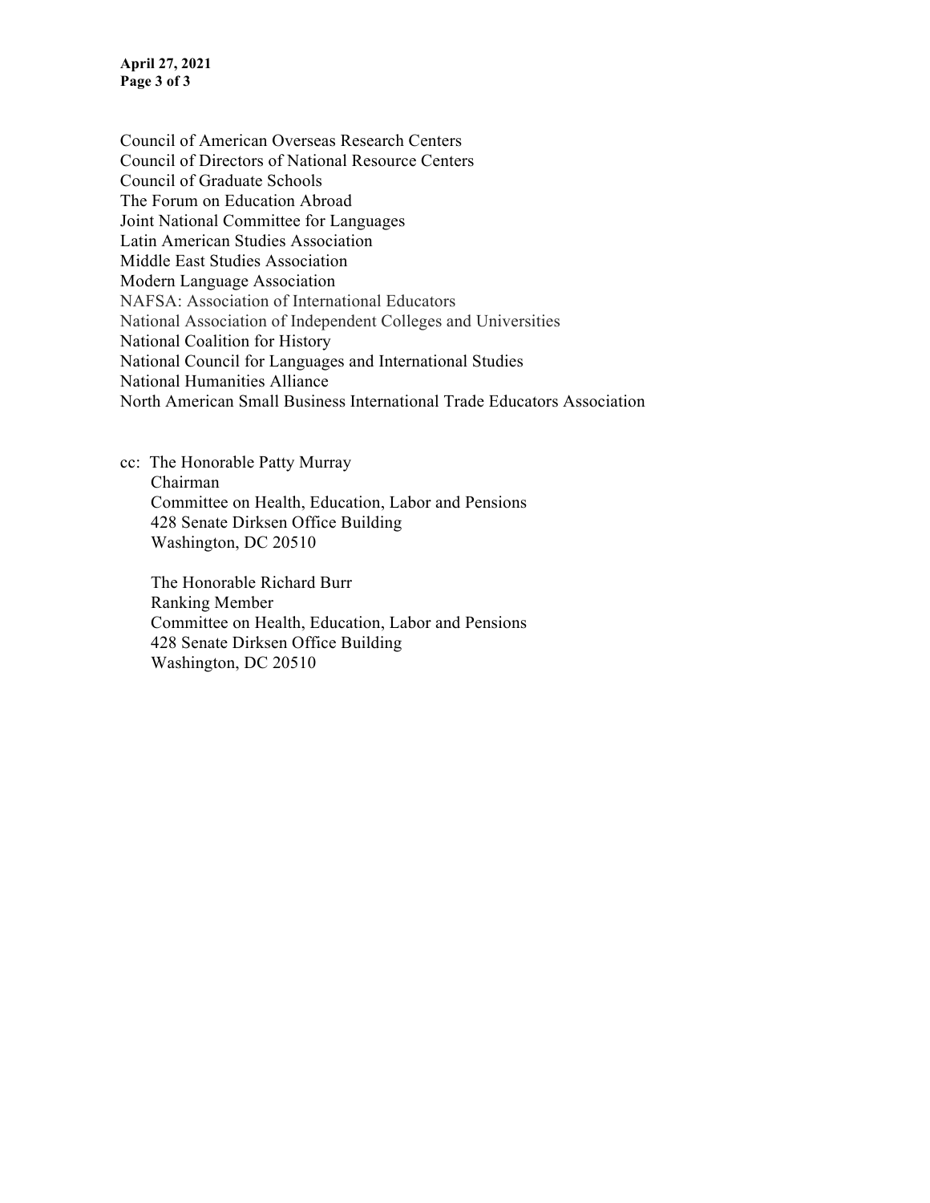Council of American Overseas Research Centers
Council of Directors of National Resource Centers
Council of Graduate Schools
The Forum on Education Abroad
Joint National Committee for Languages
Latin American Studies Association
Middle East Studies Association
Modern Language Association
NAFSA: Association of International Educators
National Association of Independent Colleges and Universities
National Coalition for History
National Council for Languages and International Studies
National Humanities Alliance
North American Small Business International Trade Educators Association

cc: The Honorable Patty Murray
Chairman
Committee on Health, Education, Labor and Pensions
428 Senate Dirksen Office Building
Washington, DC 20510

The Honorable Richard Burr
Ranking Member
Committee on Health, Education, Labor and Pensions
428 Senate Dirksen Office Building
Washington, DC 20510